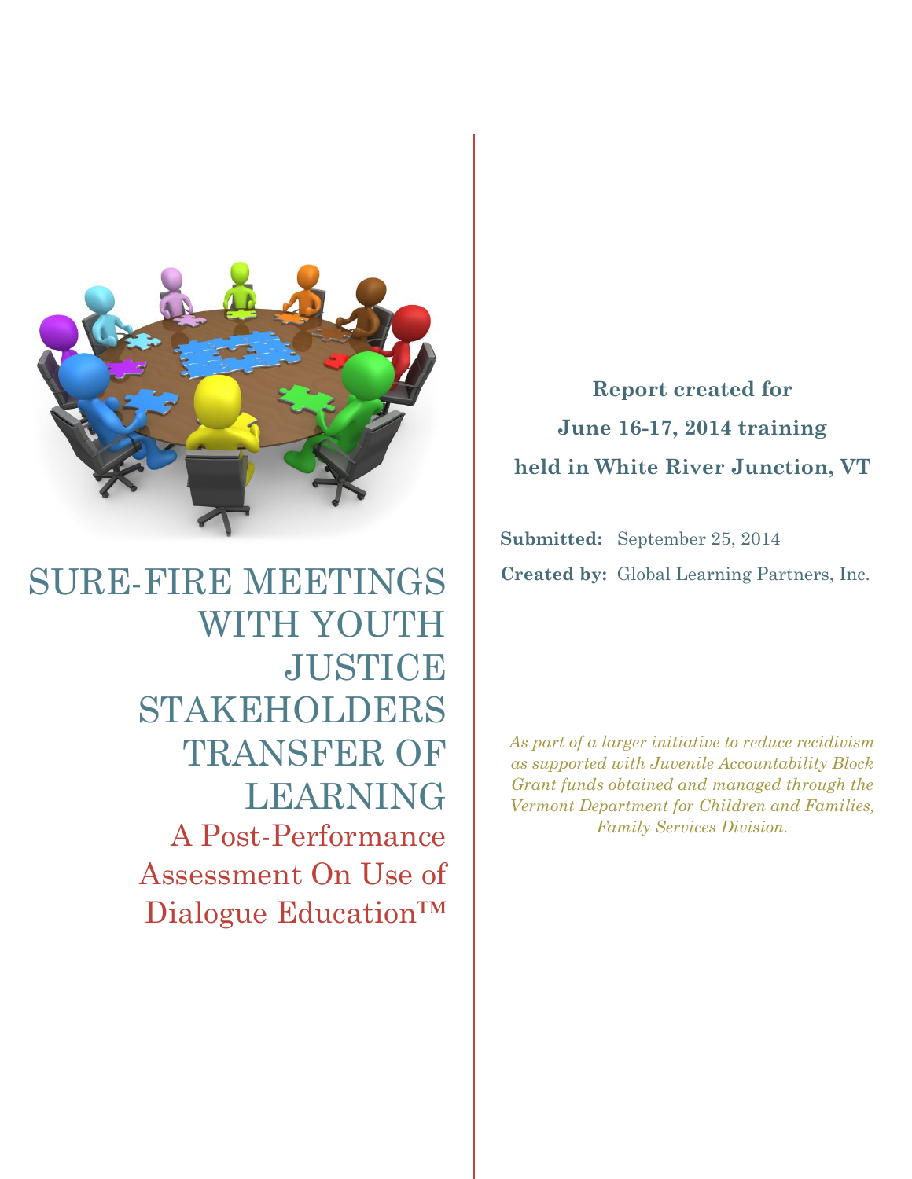# SURE-FIRE MEETINGS WITH YOUTH JUSTICE STAKEHOLDERS TRANSFER OF LEARNING

## A Post-Performance Assessment On Use of Dialogue Education™

**Report created for June 16-17, 2014 training held in White River Junction, VT**

**Submitted:** September 25, 2014

**Created by:** Global Learning Partners, Inc.

*As part of a larger initiative to reduce recidivism as supported with Juvenile Accountability Block Grant funds obtained and managed through the Vermont Department for Children and Families, Family Services Division.*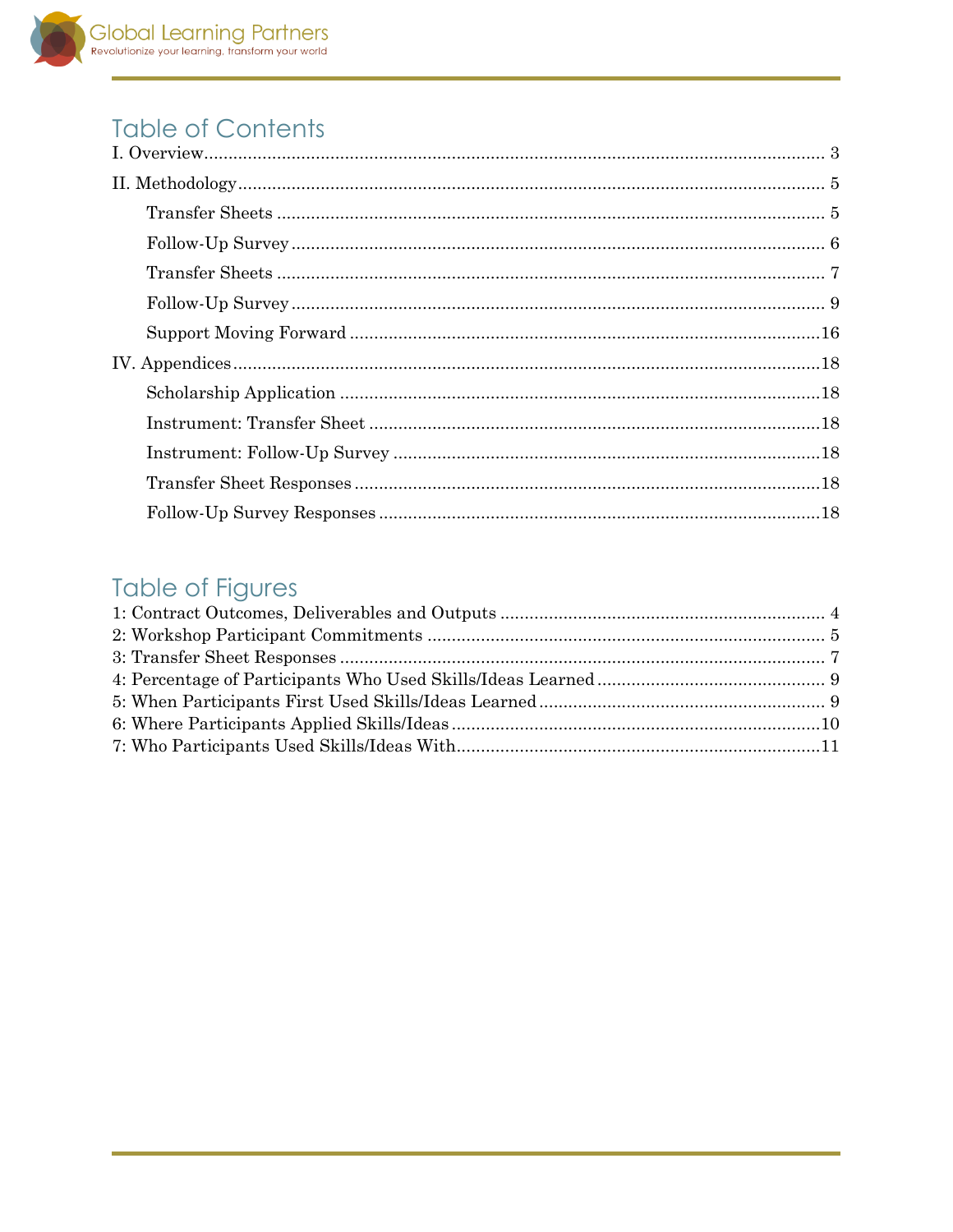# Table of Contents

I. Overview ........................................................................ 3

II. Methodology ................................................................... 5

- Transfer Sheets ............................................................... 5
- Follow-Up Survey ............................................................ 6
- Transfer Sheets ............................................................... 7
- Follow-Up Survey ............................................................ 9
- Support Moving Forward ................................................ 16

IV. Appendices ................................................................... 18

- Scholarship Application ................................................. 18
- Instrument: Transfer Sheet ............................................ 18
- Instrument: Follow-Up Survey ....................................... 18
- Transfer Sheet Responses .............................................. 18
- Follow-Up Survey Responses ......................................... 18

# Table of Figures

1: Contract Outcomes, Deliverables and Outputs ..................... 4
2: Workshop Participant Commitments ..................................... 5
3: Transfer Sheet Responses ..................................................... 7
4: Percentage of Participants Who Used Skills/Ideas Learned .... 9
5: When Participants First Used Skills/Ideas Learned ................ 9
6: Where Participants Applied Skills/Ideas ............................... 10
7: Who Participants Used Skills/Ideas With .............................. 11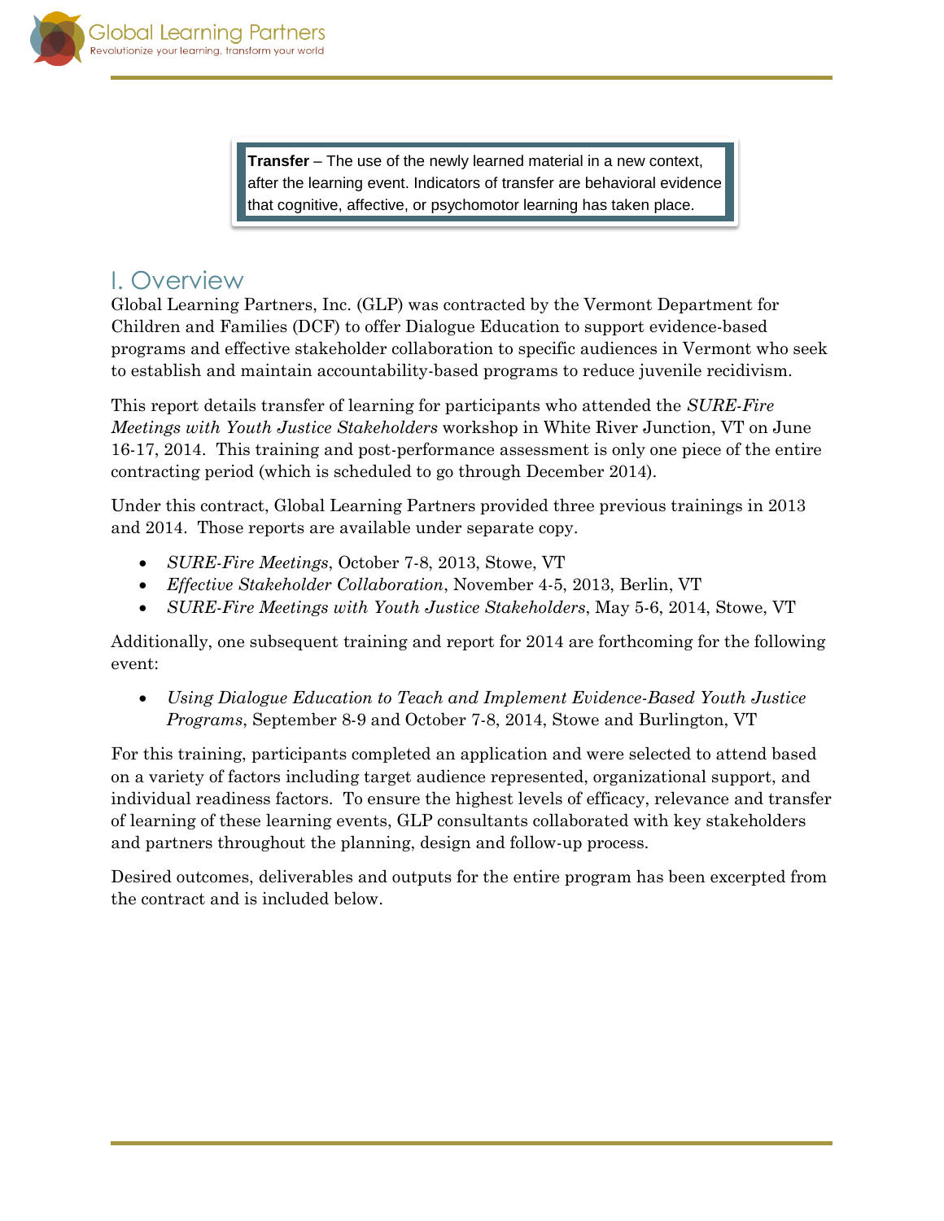> **Transfer** – The use of the newly learned material in a new context, after the learning event. Indicators of transfer are behavioral evidence that cognitive, affective, or psychomotor learning has taken place.

## I. Overview

Global Learning Partners, Inc. (GLP) was contracted by the Vermont Department for Children and Families (DCF) to offer Dialogue Education to support evidence-based programs and effective stakeholder collaboration to specific audiences in Vermont who seek to establish and maintain accountability-based programs to reduce juvenile recidivism.

This report details transfer of learning for participants who attended the *SURE-Fire Meetings with Youth Justice Stakeholders* workshop in White River Junction, VT on June 16-17, 2014. This training and post-performance assessment is only one piece of the entire contracting period (which is scheduled to go through December 2014).

Under this contract, Global Learning Partners provided three previous trainings in 2013 and 2014. Those reports are available under separate copy.

- *SURE-Fire Meetings*, October 7-8, 2013, Stowe, VT
- *Effective Stakeholder Collaboration*, November 4-5, 2013, Berlin, VT
- *SURE-Fire Meetings with Youth Justice Stakeholders*, May 5-6, 2014, Stowe, VT

Additionally, one subsequent training and report for 2014 are forthcoming for the following event:

- *Using Dialogue Education to Teach and Implement Evidence-Based Youth Justice Programs*, September 8-9 and October 7-8, 2014, Stowe and Burlington, VT

For this training, participants completed an application and were selected to attend based on a variety of factors including target audience represented, organizational support, and individual readiness factors. To ensure the highest levels of efficacy, relevance and transfer of learning of these learning events, GLP consultants collaborated with key stakeholders and partners throughout the planning, design and follow-up process.

Desired outcomes, deliverables and outputs for the entire program has been excerpted from the contract and is included below.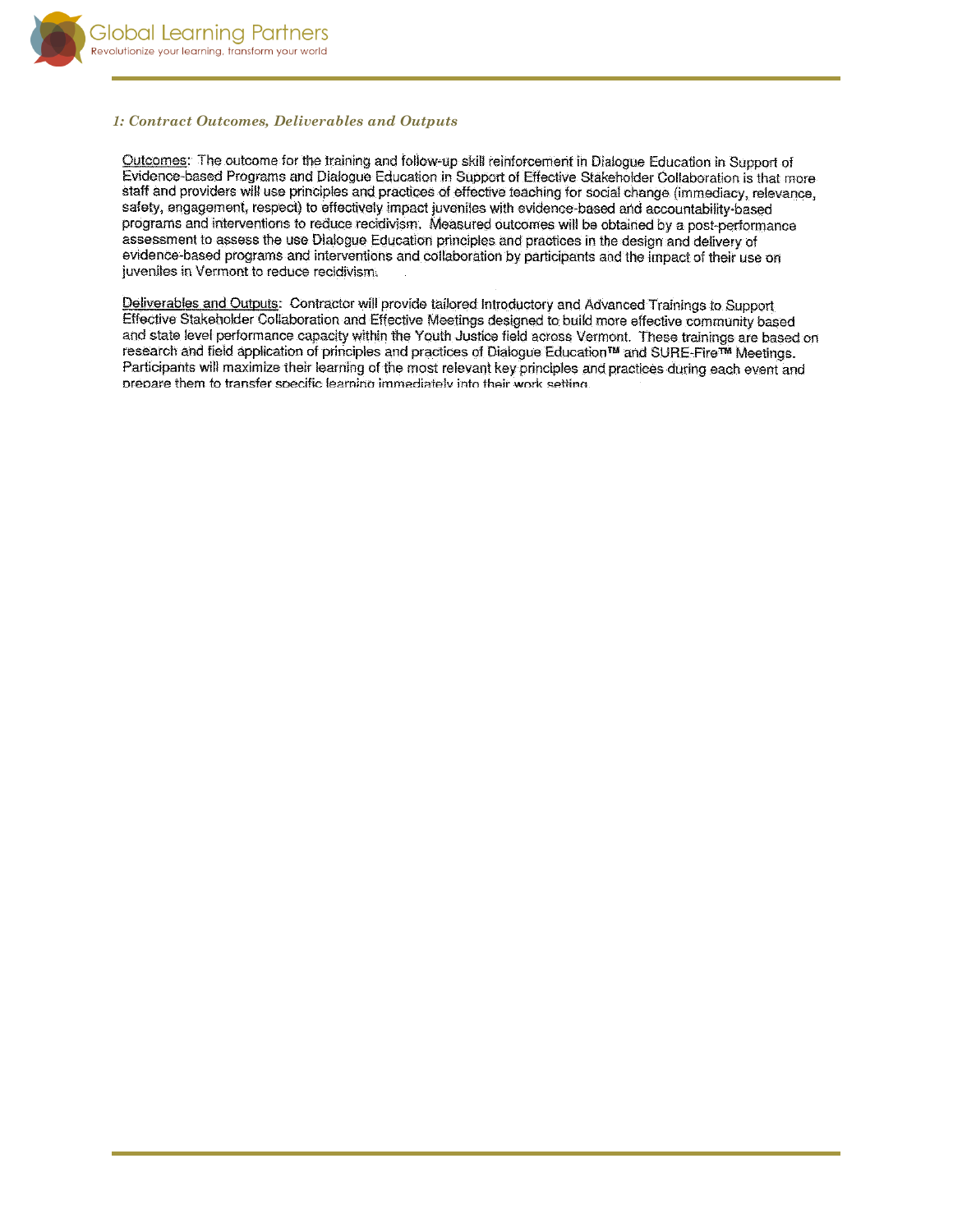*1: Contract Outcomes, Deliverables and Outputs*

Outcomes: The outcome for the training and follow-up skill reinforcement in Dialogue Education in Support of Evidence-based Programs and Dialogue Education in Support of Effective Stakeholder Collaboration is that more staff and providers will use principles and practices of effective teaching for social change (immediacy, relevance, safety, engagement, respect) to effectively impact juveniles with evidence-based and accountability-based programs and interventions to reduce recidivism. Measured outcomes will be obtained by a post-performance assessment to assess the use Dialogue Education principles and practices in the design and delivery of evidence-based programs and interventions and collaboration by participants and the impact of their use on juveniles in Vermont to reduce recidivism.

Deliverables and Outputs: Contractor will provide tailored Introductory and Advanced Trainings to Support Effective Stakeholder Collaboration and Effective Meetings designed to build more effective community based and state level performance capacity within the Youth Justice field across Vermont. These trainings are based on research and field application of principles and practices of Dialogue Education™ and SURE-Fire™ Meetings. Participants will maximize their learning of the most relevant key principles and practices during each event and prepare them to transfer specific learning immediately into their work setting.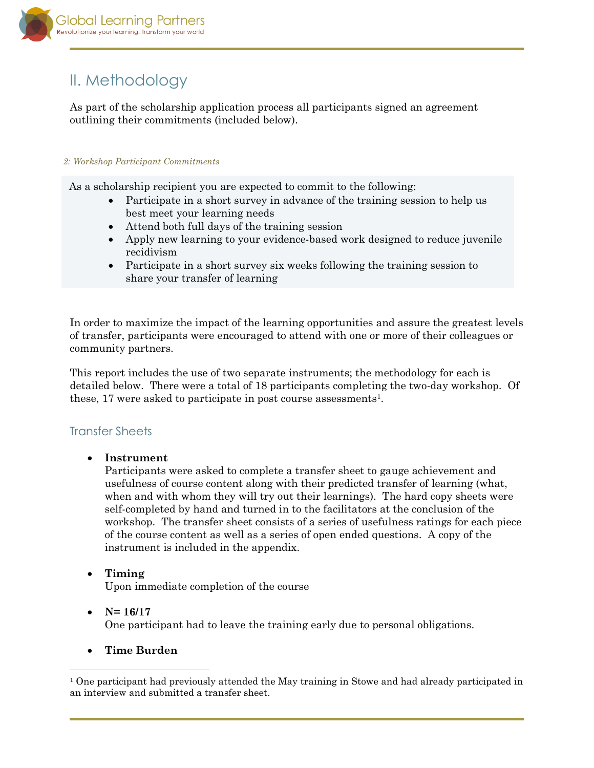## II. Methodology

As part of the scholarship application process all participants signed an agreement outlining their commitments (included below).

*2: Workshop Participant Commitments*

As a scholarship recipient you are expected to commit to the following:

- Participate in a short survey in advance of the training session to help us best meet your learning needs
- Attend both full days of the training session
- Apply new learning to your evidence-based work designed to reduce juvenile recidivism
- Participate in a short survey six weeks following the training session to share your transfer of learning

In order to maximize the impact of the learning opportunities and assure the greatest levels of transfer, participants were encouraged to attend with one or more of their colleagues or community partners.

This report includes the use of two separate instruments; the methodology for each is detailed below. There were a total of 18 participants completing the two-day workshop. Of these, 17 were asked to participate in post course assessments[1].

### Transfer Sheets

- **Instrument**
  Participants were asked to complete a transfer sheet to gauge achievement and usefulness of course content along with their predicted transfer of learning (what, when and with whom they will try out their learnings). The hard copy sheets were self-completed by hand and turned in to the facilitators at the conclusion of the workshop. The transfer sheet consists of a series of usefulness ratings for each piece of the course content as well as a series of open ended questions. A copy of the instrument is included in the appendix.
- **Timing**
  Upon immediate completion of the course
- **N= 16/17**
  One participant had to leave the training early due to personal obligations.
- **Time Burden**

[1] One participant had previously attended the May training in Stowe and had already participated in an interview and submitted a transfer sheet.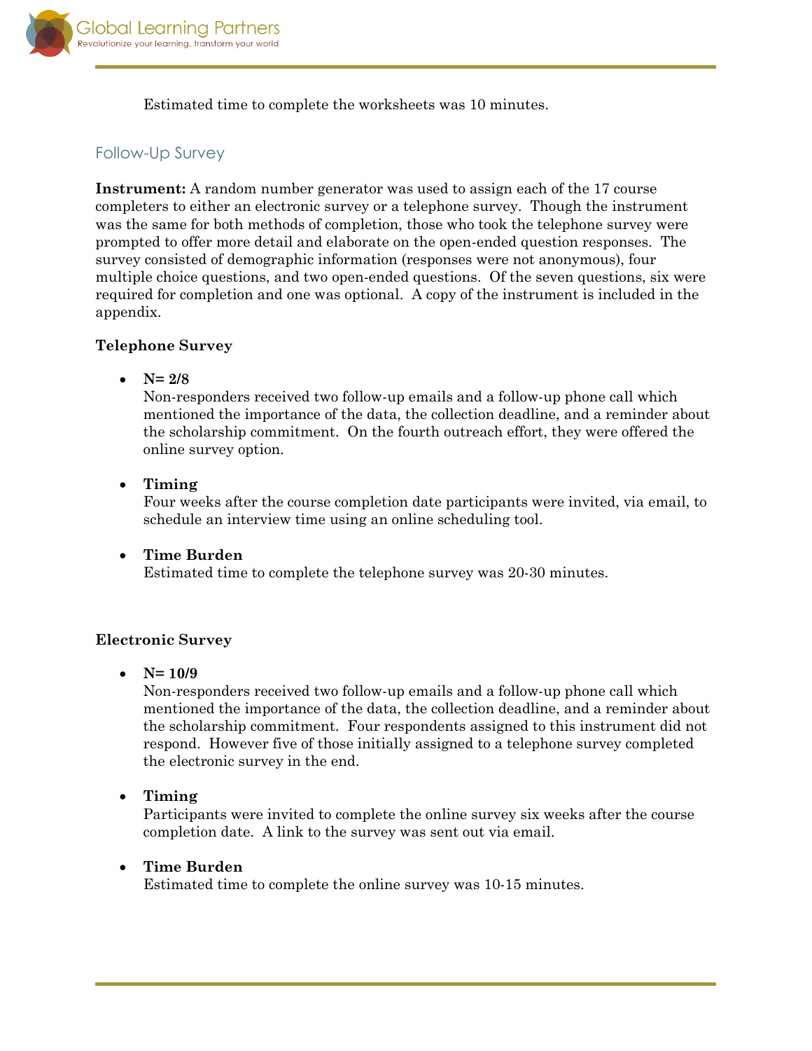Estimated time to complete the worksheets was 10 minutes.

## Follow-Up Survey

**Instrument:** A random number generator was used to assign each of the 17 course completers to either an electronic survey or a telephone survey. Though the instrument was the same for both methods of completion, those who took the telephone survey were prompted to offer more detail and elaborate on the open-ended question responses. The survey consisted of demographic information (responses were not anonymous), four multiple choice questions, and two open-ended questions. Of the seven questions, six were required for completion and one was optional. A copy of the instrument is included in the appendix.

### Telephone Survey

- **N= 2/8**
  Non-responders received two follow-up emails and a follow-up phone call which mentioned the importance of the data, the collection deadline, and a reminder about the scholarship commitment. On the fourth outreach effort, they were offered the online survey option.

- **Timing**
  Four weeks after the course completion date participants were invited, via email, to schedule an interview time using an online scheduling tool.

- **Time Burden**
  Estimated time to complete the telephone survey was 20-30 minutes.

### Electronic Survey

- **N= 10/9**
  Non-responders received two follow-up emails and a follow-up phone call which mentioned the importance of the data, the collection deadline, and a reminder about the scholarship commitment. Four respondents assigned to this instrument did not respond. However five of those initially assigned to a telephone survey completed the electronic survey in the end.

- **Timing**
  Participants were invited to complete the online survey six weeks after the course completion date. A link to the survey was sent out via email.

- **Time Burden**
  Estimated time to complete the online survey was 10-15 minutes.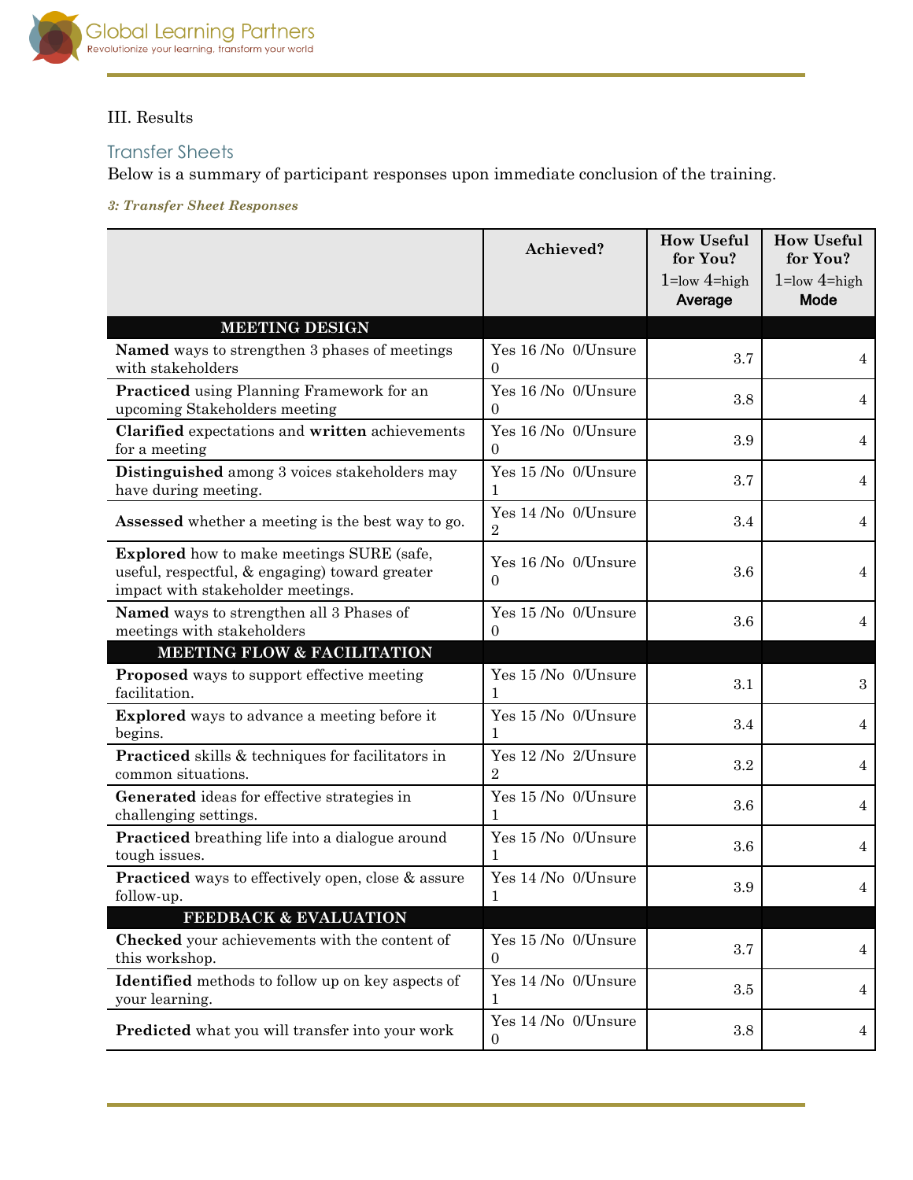III. Results

## Transfer Sheets

Below is a summary of participant responses upon immediate conclusion of the training.

***3: Transfer Sheet Responses***

| | Achieved? | How Useful for You? 1=low 4=high Average | How Useful for You? 1=low 4=high Mode |
|---|---|---|---|
| **MEETING DESIGN** | | | |
| **Named** ways to strengthen 3 phases of meetings with stakeholders | Yes 16 /No 0/Unsure 0 | 3.7 | 4 |
| **Practiced** using Planning Framework for an upcoming Stakeholders meeting | Yes 16 /No 0/Unsure 0 | 3.8 | 4 |
| **Clarified** expectations and **written** achievements for a meeting | Yes 16 /No 0/Unsure 0 | 3.9 | 4 |
| **Distinguished** among 3 voices stakeholders may have during meeting. | Yes 15 /No 0/Unsure 1 | 3.7 | 4 |
| **Assessed** whether a meeting is the best way to go. | Yes 14 /No 0/Unsure 2 | 3.4 | 4 |
| **Explored** how to make meetings SURE (safe, useful, respectful, & engaging) toward greater impact with stakeholder meetings. | Yes 16 /No 0/Unsure 0 | 3.6 | 4 |
| **Named** ways to strengthen all 3 Phases of meetings with stakeholders | Yes 15 /No 0/Unsure 0 | 3.6 | 4 |
| **MEETING FLOW & FACILITATION** | | | |
| **Proposed** ways to support effective meeting facilitation. | Yes 15 /No 0/Unsure 1 | 3.1 | 3 |
| **Explored** ways to advance a meeting before it begins. | Yes 15 /No 0/Unsure 1 | 3.4 | 4 |
| **Practiced** skills & techniques for facilitators in common situations. | Yes 12 /No 2/Unsure 2 | 3.2 | 4 |
| **Generated** ideas for effective strategies in challenging settings. | Yes 15 /No 0/Unsure 1 | 3.6 | 4 |
| **Practiced** breathing life into a dialogue around tough issues. | Yes 15 /No 0/Unsure 1 | 3.6 | 4 |
| **Practiced** ways to effectively open, close & assure follow-up. | Yes 14 /No 0/Unsure 1 | 3.9 | 4 |
| **FEEDBACK & EVALUATION** | | | |
| **Checked** your achievements with the content of this workshop. | Yes 15 /No 0/Unsure 0 | 3.7 | 4 |
| **Identified** methods to follow up on key aspects of your learning. | Yes 14 /No 0/Unsure 1 | 3.5 | 4 |
| **Predicted** what you will transfer into your work | Yes 14 /No 0/Unsure 0 | 3.8 | 4 |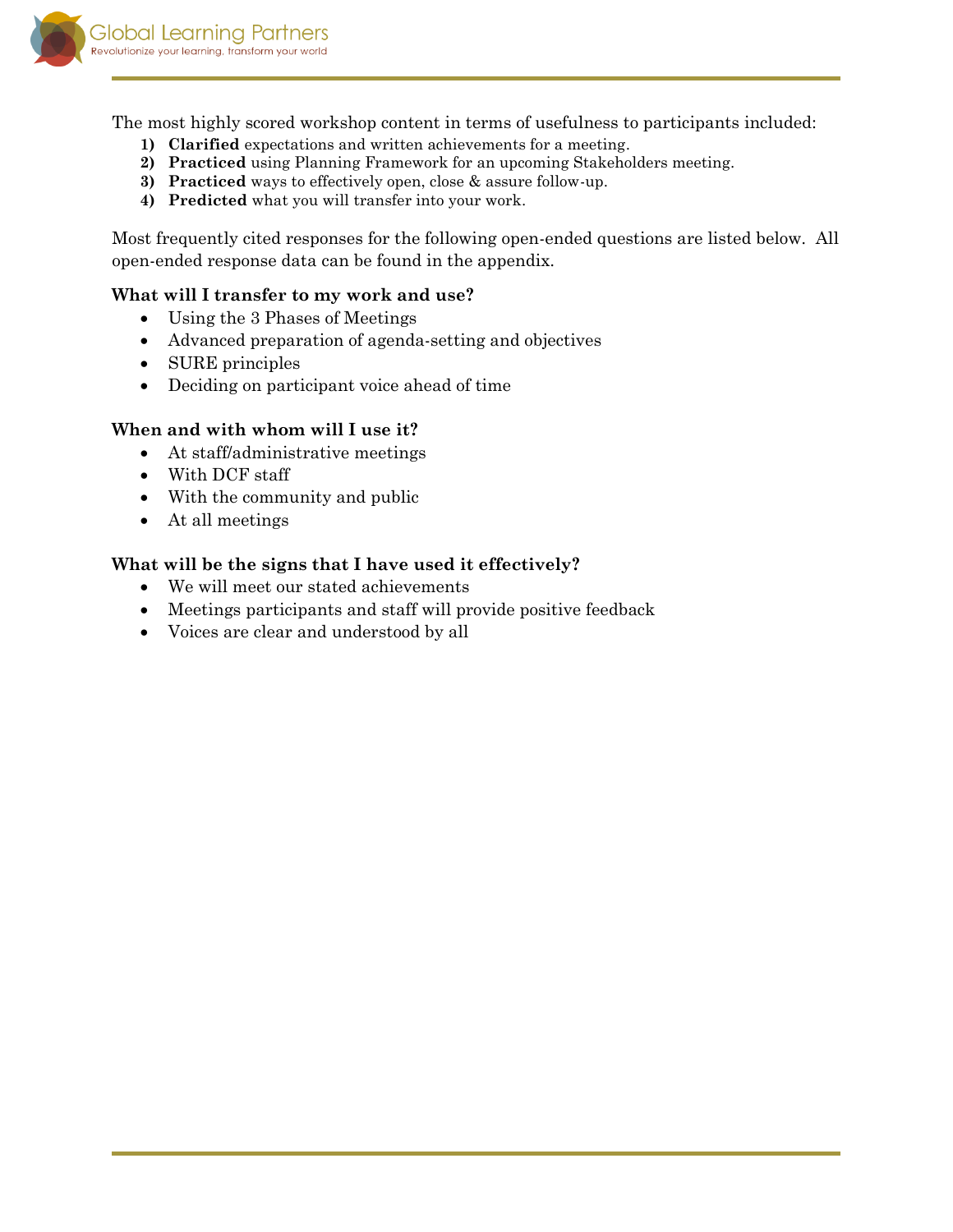The most highly scored workshop content in terms of usefulness to participants included:

1) **Clarified** expectations and written achievements for a meeting.
2) **Practiced** using Planning Framework for an upcoming Stakeholders meeting.
3) **Practiced** ways to effectively open, close & assure follow-up.
4) **Predicted** what you will transfer into your work.

Most frequently cited responses for the following open-ended questions are listed below. All open-ended response data can be found in the appendix.

**What will I transfer to my work and use?**

- Using the 3 Phases of Meetings
- Advanced preparation of agenda-setting and objectives
- SURE principles
- Deciding on participant voice ahead of time

**When and with whom will I use it?**

- At staff/administrative meetings
- With DCF staff
- With the community and public
- At all meetings

**What will be the signs that I have used it effectively?**

- We will meet our stated achievements
- Meetings participants and staff will provide positive feedback
- Voices are clear and understood by all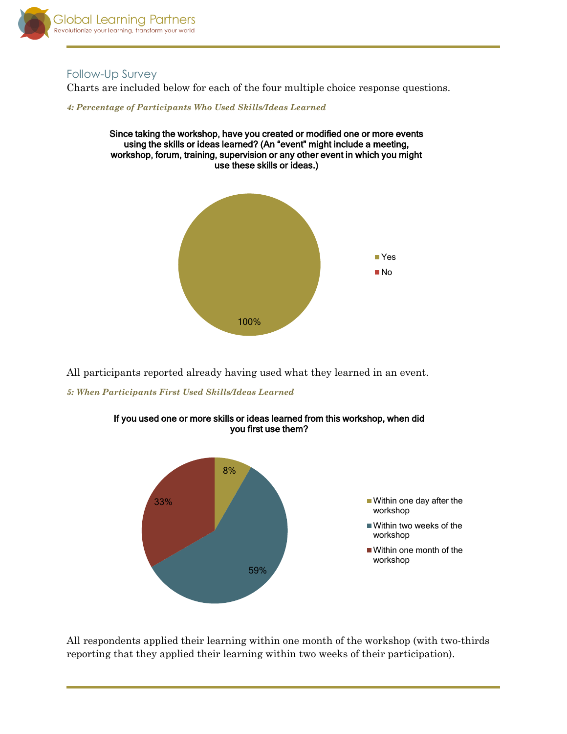## Follow-Up Survey

Charts are included below for each of the four multiple choice response questions.

***4: Percentage of Participants Who Used Skills/Ideas Learned***

**Since taking the workshop, have you created or modified one or more events using the skills or ideas learned? (An "event" might include a meeting, workshop, forum, training, supervision or any other event in which you might use these skills or ideas.)**

- Yes: 100%
- No

All participants reported already having used what they learned in an event.

***5: When Participants First Used Skills/Ideas Learned***

**If you used one or more skills or ideas learned from this workshop, when did you first use them?**

- Within one day after the workshop: 8%
- Within two weeks of the workshop: 59%
- Within one month of the workshop: 33%

All respondents applied their learning within one month of the workshop (with two-thirds reporting that they applied their learning within two weeks of their participation).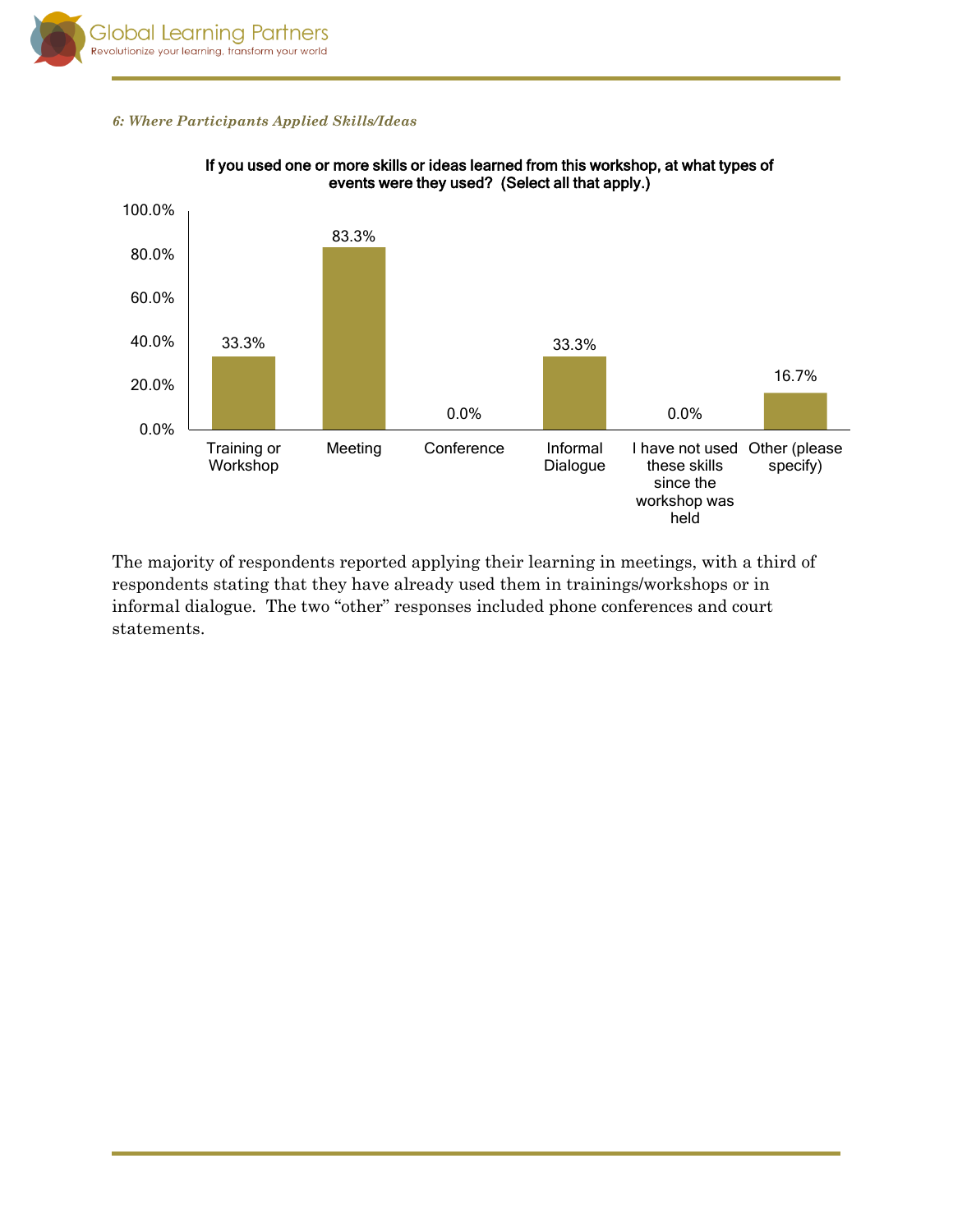*6: Where Participants Applied Skills/Ideas*

**If you used one or more skills or ideas learned from this workshop, at what types of events were they used? (Select all that apply.)**

| Event type | Percentage |
|---|---|
| Training or Workshop | 33.3% |
| Meeting | 83.3% |
| Conference | 0.0% |
| Informal Dialogue | 33.3% |
| I have not used these skills since the workshop was held | 0.0% |
| Other (please specify) | 16.7% |

The majority of respondents reported applying their learning in meetings, with a third of respondents stating that they have already used them in trainings/workshops or in informal dialogue. The two "other" responses included phone conferences and court statements.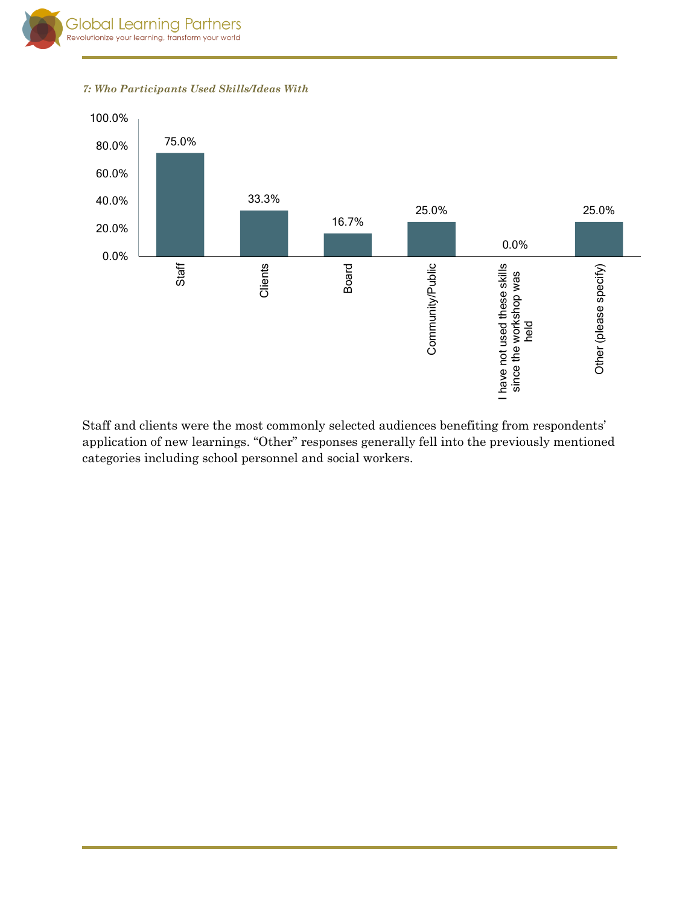*7: Who Participants Used Skills/Ideas With*

| Category | Percentage |
|---|---|
| Staff | 75.0% |
| Clients | 33.3% |
| Board | 16.7% |
| Community/Public | 25.0% |
| I have not used these skills since the workshop was held | 0.0% |
| Other (please specify) | 25.0% |

Staff and clients were the most commonly selected audiences benefiting from respondents' application of new learnings. "Other" responses generally fell into the previously mentioned categories including school personnel and social workers.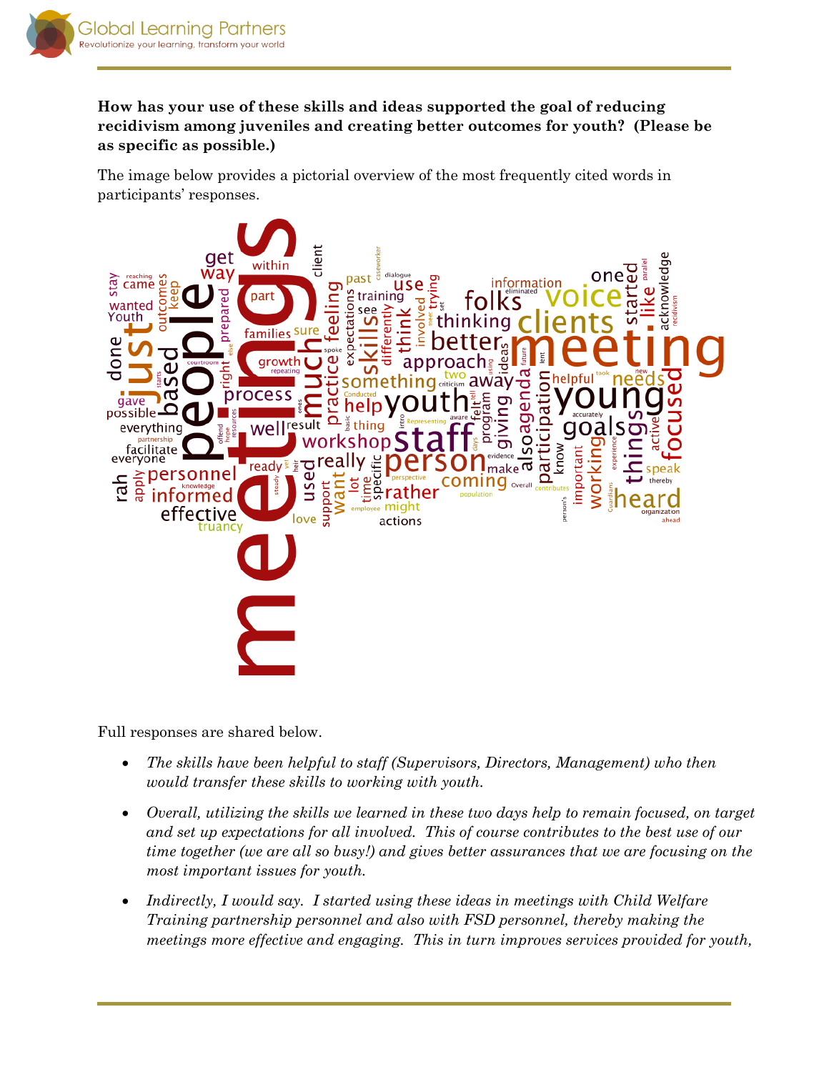**How has your use of these skills and ideas supported the goal of reducing recidivism among juveniles and creating better outcomes for youth? (Please be as specific as possible.)**

The image below provides a pictorial overview of the most frequently cited words in participants' responses.

Full responses are shared below.

- *The skills have been helpful to staff (Supervisors, Directors, Management) who then would transfer these skills to working with youth.*
- *Overall, utilizing the skills we learned in these two days help to remain focused, on target and set up expectations for all involved. This of course contributes to the best use of our time together (we are all so busy!) and gives better assurances that we are focusing on the most important issues for youth.*
- *Indirectly, I would say. I started using these ideas in meetings with Child Welfare Training partnership personnel and also with FSD personnel, thereby making the meetings more effective and engaging. This in turn improves services provided for youth,*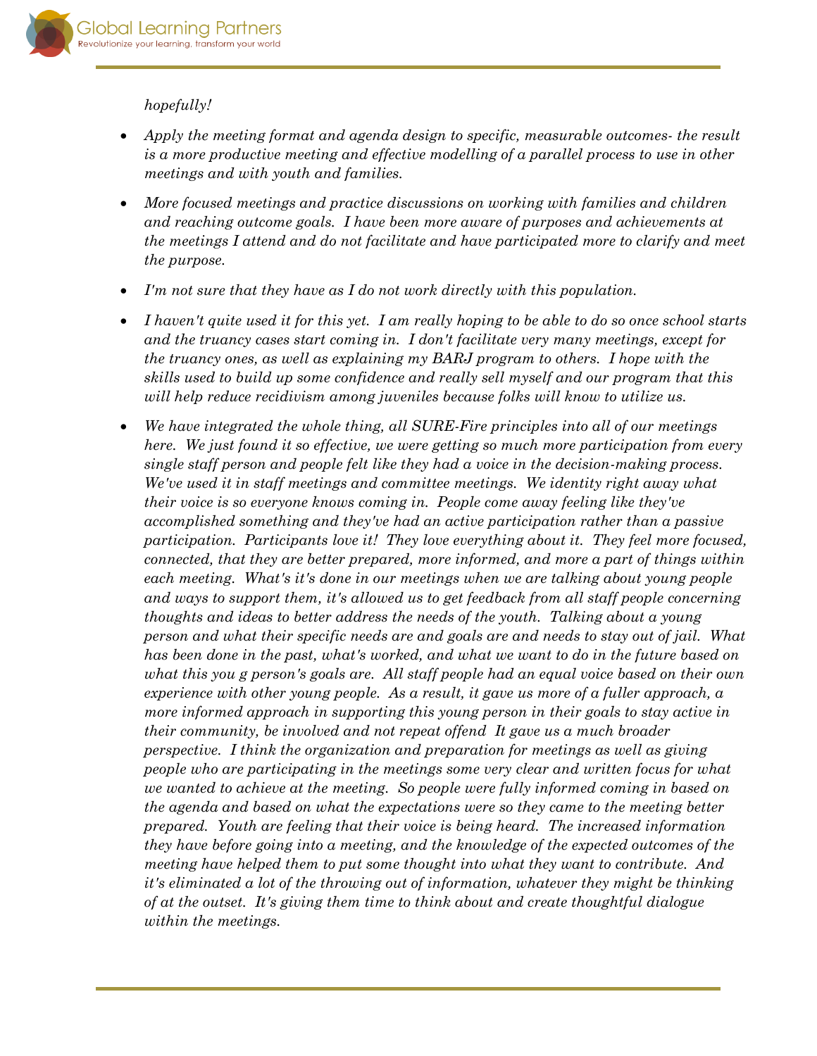*hopefully!*

- *Apply the meeting format and agenda design to specific, measurable outcomes- the result is a more productive meeting and effective modelling of a parallel process to use in other meetings and with youth and families.*
- *More focused meetings and practice discussions on working with families and children and reaching outcome goals. I have been more aware of purposes and achievements at the meetings I attend and do not facilitate and have participated more to clarify and meet the purpose.*
- *I'm not sure that they have as I do not work directly with this population.*
- *I haven't quite used it for this yet. I am really hoping to be able to do so once school starts and the truancy cases start coming in. I don't facilitate very many meetings, except for the truancy ones, as well as explaining my BARJ program to others. I hope with the skills used to build up some confidence and really sell myself and our program that this will help reduce recidivism among juveniles because folks will know to utilize us.*
- *We have integrated the whole thing, all SURE-Fire principles into all of our meetings here. We just found it so effective, we were getting so much more participation from every single staff person and people felt like they had a voice in the decision-making process. We've used it in staff meetings and committee meetings. We identity right away what their voice is so everyone knows coming in. People come away feeling like they've accomplished something and they've had an active participation rather than a passive participation. Participants love it! They love everything about it. They feel more focused, connected, that they are better prepared, more informed, and more a part of things within each meeting. What's it's done in our meetings when we are talking about young people and ways to support them, it's allowed us to get feedback from all staff people concerning thoughts and ideas to better address the needs of the youth. Talking about a young person and what their specific needs are and goals are and needs to stay out of jail. What has been done in the past, what's worked, and what we want to do in the future based on what this you g person's goals are. All staff people had an equal voice based on their own experience with other young people. As a result, it gave us more of a fuller approach, a more informed approach in supporting this young person in their goals to stay active in their community, be involved and not repeat offend It gave us a much broader perspective. I think the organization and preparation for meetings as well as giving people who are participating in the meetings some very clear and written focus for what we wanted to achieve at the meeting. So people were fully informed coming in based on the agenda and based on what the expectations were so they came to the meeting better prepared. Youth are feeling that their voice is being heard. The increased information they have before going into a meeting, and the knowledge of the expected outcomes of the meeting have helped them to put some thought into what they want to contribute. And it's eliminated a lot of the throwing out of information, whatever they might be thinking of at the outset. It's giving them time to think about and create thoughtful dialogue within the meetings.*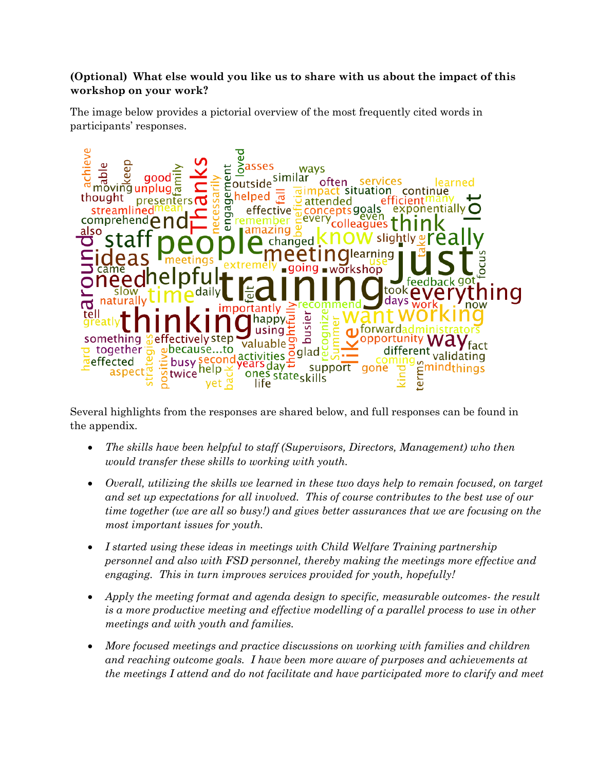**(Optional) What else would you like us to share with us about the impact of this workshop on your work?**

The image below provides a pictorial overview of the most frequently cited words in participants' responses.

Several highlights from the responses are shared below, and full responses can be found in the appendix.

- *The skills have been helpful to staff (Supervisors, Directors, Management) who then would transfer these skills to working with youth.*
- *Overall, utilizing the skills we learned in these two days help to remain focused, on target and set up expectations for all involved. This of course contributes to the best use of our time together (we are all so busy!) and gives better assurances that we are focusing on the most important issues for youth.*
- *I started using these ideas in meetings with Child Welfare Training partnership personnel and also with FSD personnel, thereby making the meetings more effective and engaging. This in turn improves services provided for youth, hopefully!*
- *Apply the meeting format and agenda design to specific, measurable outcomes- the result is a more productive meeting and effective modelling of a parallel process to use in other meetings and with youth and families.*
- *More focused meetings and practice discussions on working with families and children and reaching outcome goals. I have been more aware of purposes and achievements at the meetings I attend and do not facilitate and have participated more to clarify and meet*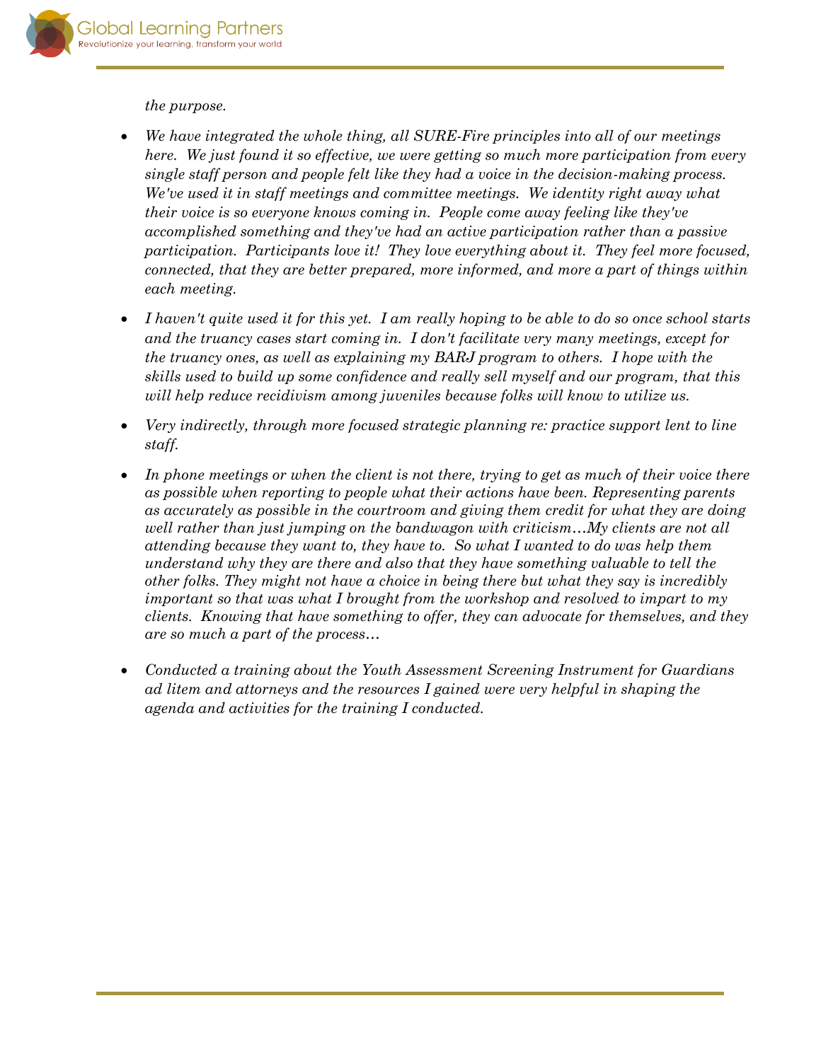*the purpose.*

- *We have integrated the whole thing, all SURE-Fire principles into all of our meetings here. We just found it so effective, we were getting so much more participation from every single staff person and people felt like they had a voice in the decision-making process. We've used it in staff meetings and committee meetings. We identity right away what their voice is so everyone knows coming in. People come away feeling like they've accomplished something and they've had an active participation rather than a passive participation. Participants love it! They love everything about it. They feel more focused, connected, that they are better prepared, more informed, and more a part of things within each meeting.*

- *I haven't quite used it for this yet. I am really hoping to be able to do so once school starts and the truancy cases start coming in. I don't facilitate very many meetings, except for the truancy ones, as well as explaining my BARJ program to others. I hope with the skills used to build up some confidence and really sell myself and our program, that this will help reduce recidivism among juveniles because folks will know to utilize us.*

- *Very indirectly, through more focused strategic planning re: practice support lent to line staff.*

- *In phone meetings or when the client is not there, trying to get as much of their voice there as possible when reporting to people what their actions have been. Representing parents as accurately as possible in the courtroom and giving them credit for what they are doing well rather than just jumping on the bandwagon with criticism…My clients are not all attending because they want to, they have to. So what I wanted to do was help them understand why they are there and also that they have something valuable to tell the other folks. They might not have a choice in being there but what they say is incredibly important so that was what I brought from the workshop and resolved to impart to my clients. Knowing that have something to offer, they can advocate for themselves, and they are so much a part of the process…*

- *Conducted a training about the Youth Assessment Screening Instrument for Guardians ad litem and attorneys and the resources I gained were very helpful in shaping the agenda and activities for the training I conducted.*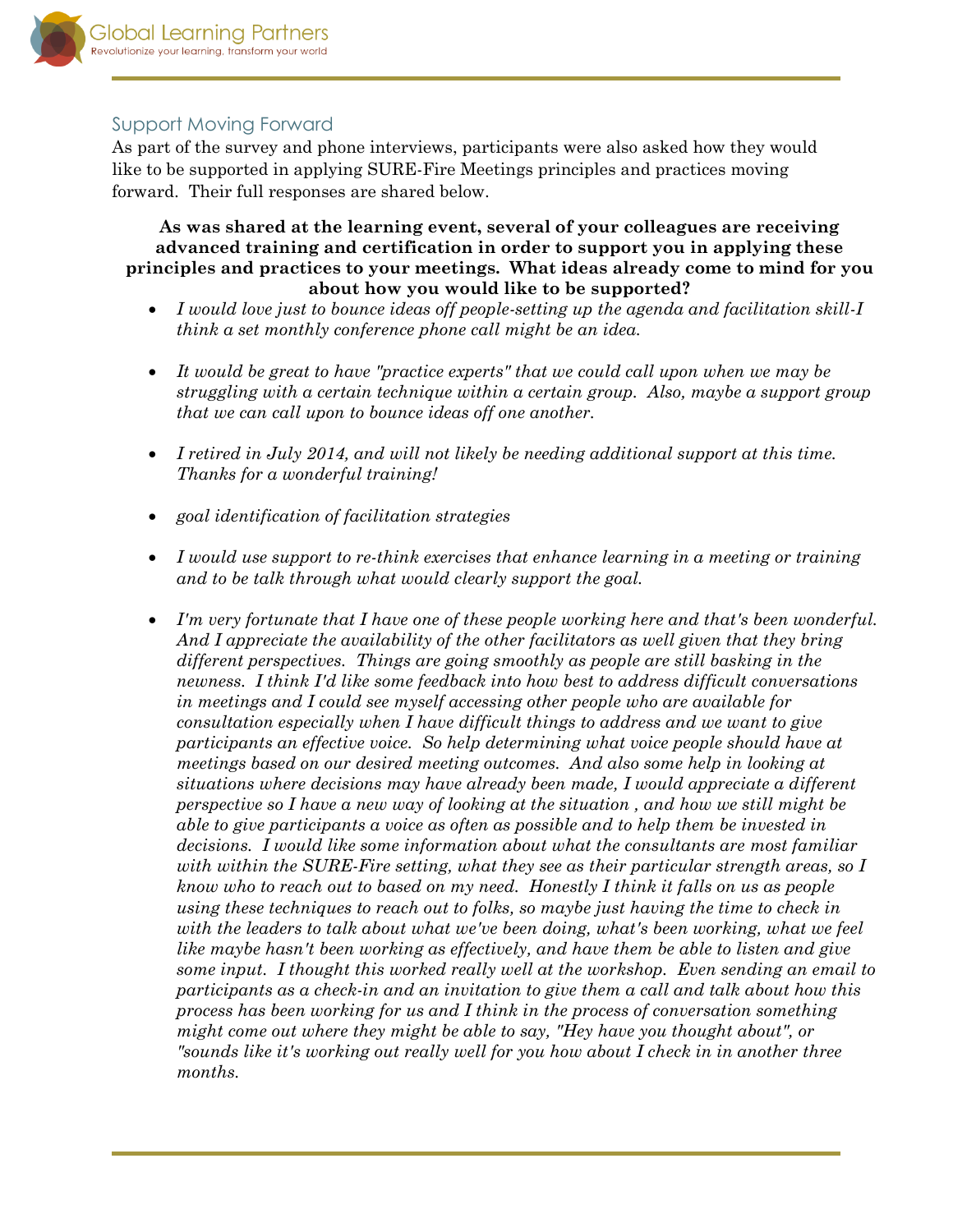## Support Moving Forward

As part of the survey and phone interviews, participants were also asked how they would like to be supported in applying SURE-Fire Meetings principles and practices moving forward. Their full responses are shared below.

**As was shared at the learning event, several of your colleagues are receiving advanced training and certification in order to support you in applying these principles and practices to your meetings. What ideas already come to mind for you about how you would like to be supported?**

- *I would love just to bounce ideas off people-setting up the agenda and facilitation skill-I think a set monthly conference phone call might be an idea.*

- *It would be great to have "practice experts" that we could call upon when we may be struggling with a certain technique within a certain group. Also, maybe a support group that we can call upon to bounce ideas off one another.*

- *I retired in July 2014, and will not likely be needing additional support at this time. Thanks for a wonderful training!*

- *goal identification of facilitation strategies*

- *I would use support to re-think exercises that enhance learning in a meeting or training and to be talk through what would clearly support the goal.*

- *I'm very fortunate that I have one of these people working here and that's been wonderful. And I appreciate the availability of the other facilitators as well given that they bring different perspectives. Things are going smoothly as people are still basking in the newness. I think I'd like some feedback into how best to address difficult conversations in meetings and I could see myself accessing other people who are available for consultation especially when I have difficult things to address and we want to give participants an effective voice. So help determining what voice people should have at meetings based on our desired meeting outcomes. And also some help in looking at situations where decisions may have already been made, I would appreciate a different perspective so I have a new way of looking at the situation , and how we still might be able to give participants a voice as often as possible and to help them be invested in decisions. I would like some information about what the consultants are most familiar with within the SURE-Fire setting, what they see as their particular strength areas, so I know who to reach out to based on my need. Honestly I think it falls on us as people using these techniques to reach out to folks, so maybe just having the time to check in with the leaders to talk about what we've been doing, what's been working, what we feel like maybe hasn't been working as effectively, and have them be able to listen and give some input. I thought this worked really well at the workshop. Even sending an email to participants as a check-in and an invitation to give them a call and talk about how this process has been working for us and I think in the process of conversation something might come out where they might be able to say, "Hey have you thought about", or "sounds like it's working out really well for you how about I check in in another three months.*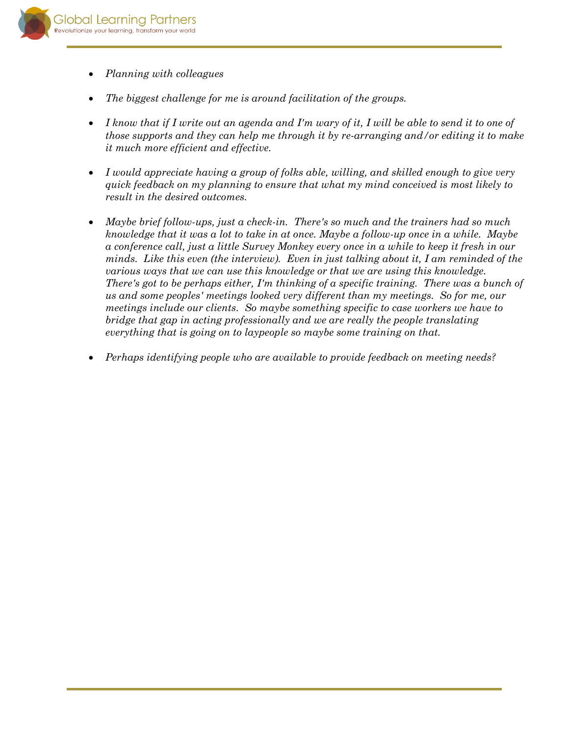- *Planning with colleagues*

- *The biggest challenge for me is around facilitation of the groups.*

- *I know that if I write out an agenda and I'm wary of it, I will be able to send it to one of those supports and they can help me through it by re-arranging and/or editing it to make it much more efficient and effective.*

- *I would appreciate having a group of folks able, willing, and skilled enough to give very quick feedback on my planning to ensure that what my mind conceived is most likely to result in the desired outcomes.*

- *Maybe brief follow-ups, just a check-in. There's so much and the trainers had so much knowledge that it was a lot to take in at once. Maybe a follow-up once in a while. Maybe a conference call, just a little Survey Monkey every once in a while to keep it fresh in our minds. Like this even (the interview). Even in just talking about it, I am reminded of the various ways that we can use this knowledge or that we are using this knowledge. There's got to be perhaps either, I'm thinking of a specific training. There was a bunch of us and some peoples' meetings looked very different than my meetings. So for me, our meetings include our clients. So maybe something specific to case workers we have to bridge that gap in acting professionally and we are really the people translating everything that is going on to laypeople so maybe some training on that.*

- *Perhaps identifying people who are available to provide feedback on meeting needs?*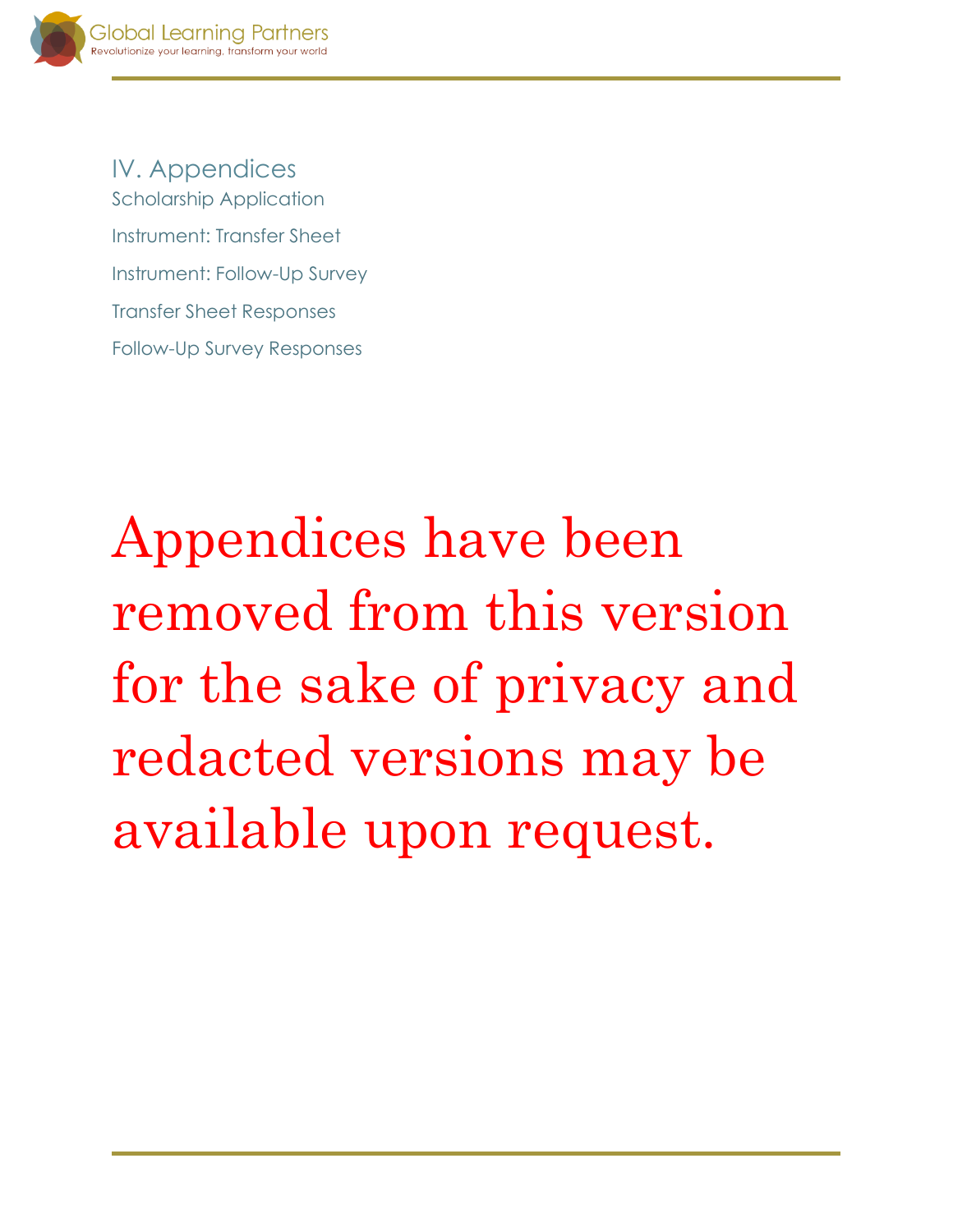# IV. Appendices

Scholarship Application

Instrument: Transfer Sheet

Instrument: Follow-Up Survey

Transfer Sheet Responses

Follow-Up Survey Responses

Appendices have been removed from this version for the sake of privacy and redacted versions may be available upon request.